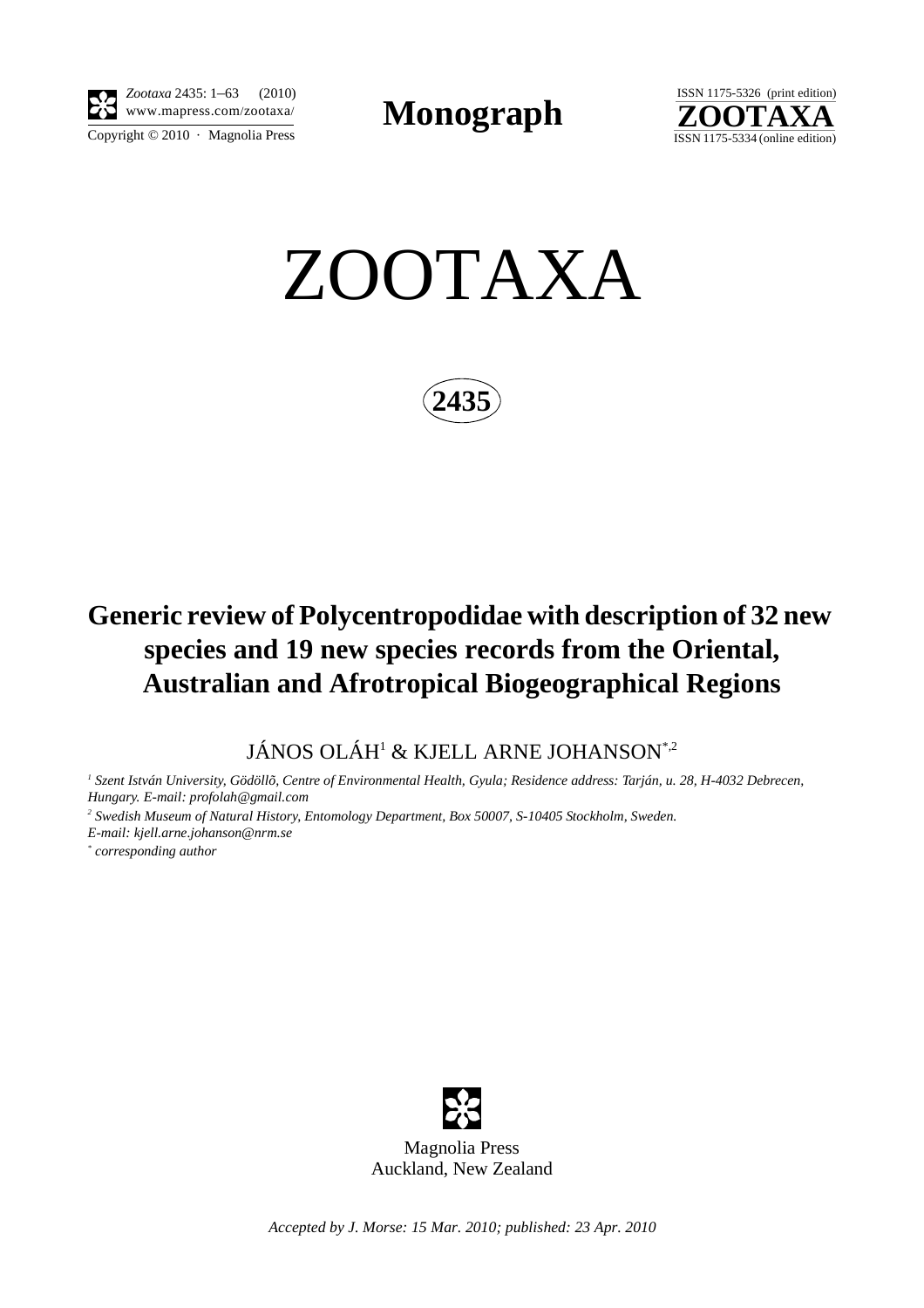Zootaxa 2435: 1–63 (2010)
www.mapress.com/zootaxa/
Copyright © 2010 · Magnolia Press

**Monograph**

ISSN 1175-5326 (print edition)
**ZOOTAXA**
ISSN 1175-5334 (online edition)

# ZOOTAXA

**2435**

## Generic review of Polycentropodidae with description of 32 new species and 19 new species records from the Oriental, Australian and Afrotropical Biogeographical Regions

JÁNOS OLÁH[1] & KJELL ARNE JOHANSON[*,2]

*[1] Szent István University, Gödöllõ, Centre of Environmental Health, Gyula; Residence address: Tarján, u. 28, H-4032 Debrecen, Hungary. E-mail: profolah@gmail.com*

*[2] Swedish Museum of Natural History, Entomology Department, Box 50007, S-10405 Stockholm, Sweden. E-mail: kjell.arne.johanson@nrm.se*

*[*] corresponding author*

Magnolia Press
Auckland, New Zealand

*Accepted by J. Morse: 15 Mar. 2010; published: 23 Apr. 2010*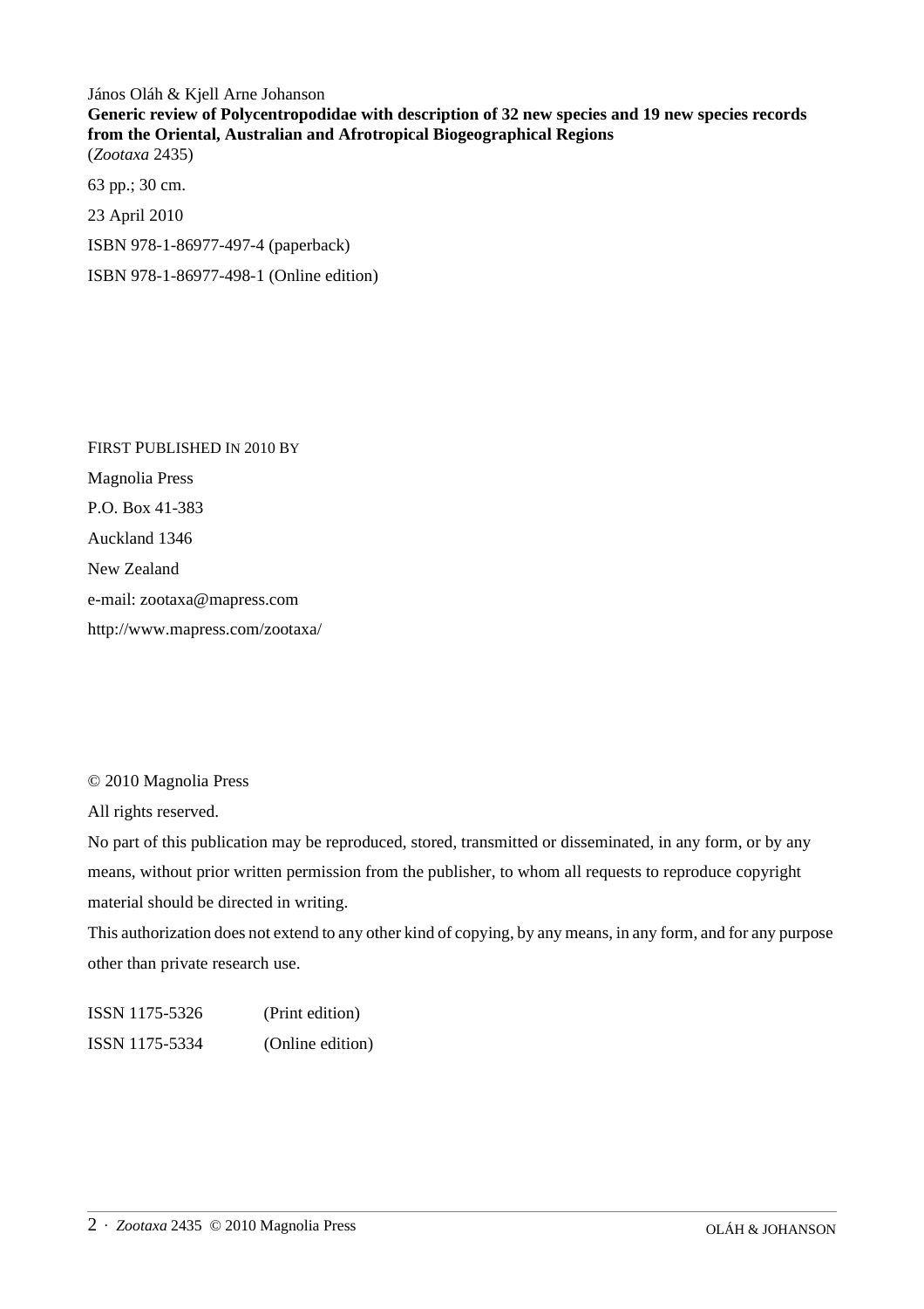János Oláh & Kjell Arne Johanson

**Generic review of Polycentropodidae with description of 32 new species and 19 new species records from the Oriental, Australian and Afrotropical Biogeographical Regions**

(*Zootaxa* 2435)

63 pp.; 30 cm.

23 April 2010

ISBN 978-1-86977-497-4 (paperback)

ISBN 978-1-86977-498-1 (Online edition)

FIRST PUBLISHED IN 2010 BY

Magnolia Press

P.O. Box 41-383

Auckland 1346

New Zealand

e-mail: zootaxa@mapress.com

http://www.mapress.com/zootaxa/

© 2010 Magnolia Press

All rights reserved.

No part of this publication may be reproduced, stored, transmitted or disseminated, in any form, or by any means, without prior written permission from the publisher, to whom all requests to reproduce copyright material should be directed in writing.

This authorization does not extend to any other kind of copying, by any means, in any form, and for any purpose other than private research use.

ISSN 1175-5326 (Print edition)

ISSN 1175-5334 (Online edition)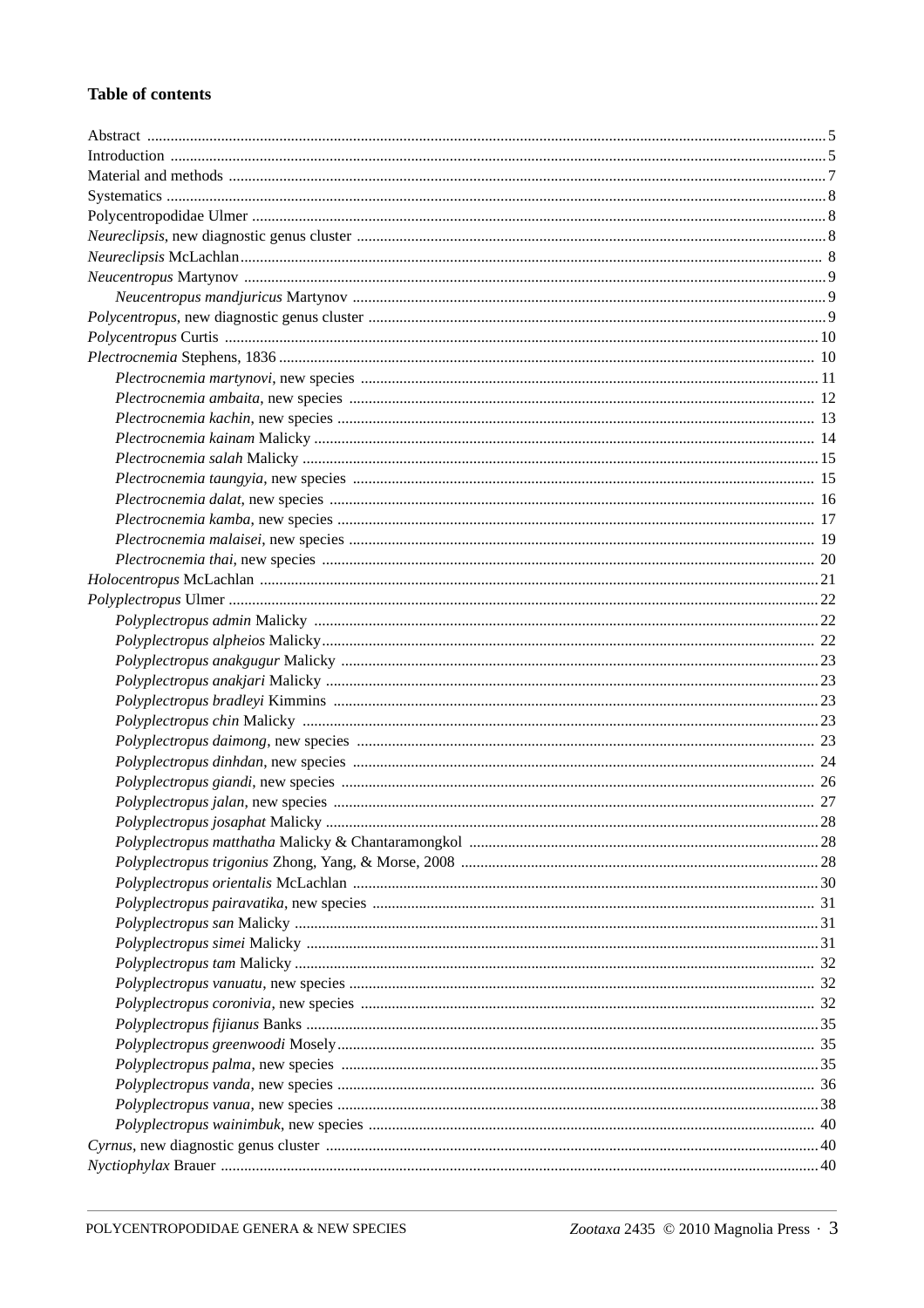## Table of contents

Abstract ... 5
Introduction ... 5
Material and methods ... 7
Systematics ... 8
Polycentropodidae Ulmer ... 8
*Neureclipsis*, new diagnostic genus cluster ... 8
*Neureclipsis* McLachlan ... 8
*Neucentropus* Martynov ... 9
  *Neucentropus mandjuricus* Martynov ... 9
*Polycentropus*, new diagnostic genus cluster ... 9
*Polycentropus* Curtis ... 10
*Plectrocnemia* Stephens, 1836 ... 10
  *Plectrocnemia martynovi*, new species ... 11
  *Plectrocnemia ambaita*, new species ... 12
  *Plectrocnemia kachin*, new species ... 13
  *Plectrocnemia kainam* Malicky ... 14
  *Plectrocnemia salah* Malicky ... 15
  *Plectrocnemia taungyia*, new species ... 15
  *Plectrocnemia dalat*, new species ... 16
  *Plectrocnemia kamba*, new species ... 17
  *Plectrocnemia malaisei*, new species ... 19
  *Plectrocnemia thai*, new species ... 20
*Holocentropus* McLachlan ... 21
*Polyplectropus* Ulmer ... 22
  *Polyplectropus admin* Malicky ... 22
  *Polyplectropus alpheios* Malicky ... 22
  *Polyplectropus anakgugur* Malicky ... 23
  *Polyplectropus anakjari* Malicky ... 23
  *Polyplectropus bradleyi* Kimmins ... 23
  *Polyplectropus chin* Malicky ... 23
  *Polyplectropus daimong*, new species ... 23
  *Polyplectropus dinhdan*, new species ... 24
  *Polyplectropus giandi*, new species ... 26
  *Polyplectropus jalan*, new species ... 27
  *Polyplectropus josaphat* Malicky ... 28
  *Polyplectropus matthatha* Malicky & Chantaramongkol ... 28
  *Polyplectropus trigonius* Zhong, Yang, & Morse, 2008 ... 28
  *Polyplectropus orientalis* McLachlan ... 30
  *Polyplectropus pairavatika*, new species ... 31
  *Polyplectropus san* Malicky ... 31
  *Polyplectropus simei* Malicky ... 31
  *Polyplectropus tam* Malicky ... 32
  *Polyplectropus vanuatu*, new species ... 32
  *Polyplectropus coronivia*, new species ... 32
  *Polyplectropus fijianus* Banks ... 35
  *Polyplectropus greenwoodi* Mosely ... 35
  *Polyplectropus palma*, new species ... 35
  *Polyplectropus vanda*, new species ... 36
  *Polyplectropus vanua*, new species ... 38
  *Polyplectropus wainimbuk*, new species ... 40
*Cyrnus*, new diagnostic genus cluster ... 40
*Nyctiophylax* Brauer ... 40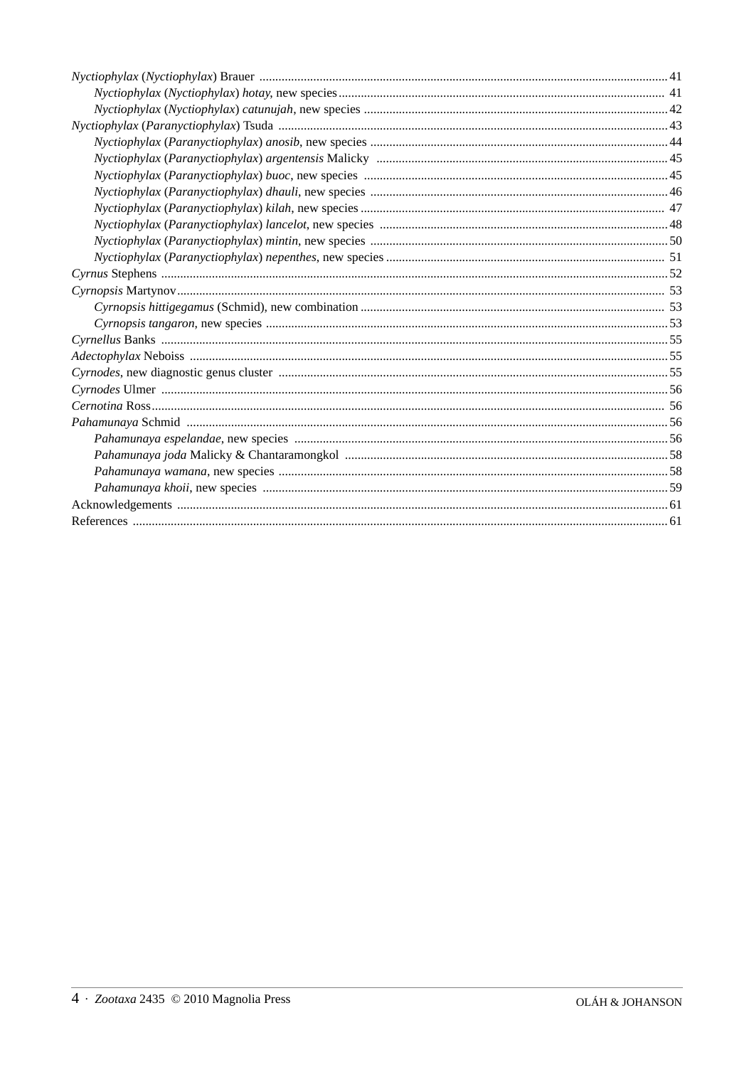*Nyctiophylax* (*Nyctiophylax*) Brauer ........................................................................................................................ 41
  *Nyctiophylax* (*Nyctiophylax*) *hotay*, new species ...................................................................................................... 41
  *Nyctiophylax* (*Nyctiophylax*) *catunujah*, new species ............................................................................................... 42
*Nyctiophylax* (*Paranyctiophylax*) Tsuda .......................................................................................................................... 43
  *Nyctiophylax* (*Paranyctiophylax*) *anosib*, new species ............................................................................................. 44
  *Nyctiophylax* (*Paranyctiophylax*) *argentensis* Malicky ........................................................................................... 45
  *Nyctiophylax* (*Paranyctiophylax*) *buoc*, new species ............................................................................................... 45
  *Nyctiophylax* (*Paranyctiophylax*) *dhauli*, new species ............................................................................................. 46
  *Nyctiophylax* (*Paranyctiophylax*) *kilah*, new species ............................................................................................... 47
  *Nyctiophylax* (*Paranyctiophylax*) *lancelot*, new species ........................................................................................... 48
  *Nyctiophylax* (*Paranyctiophylax*) *mintin*, new species ............................................................................................. 50
  *Nyctiophylax* (*Paranyctiophylax*) *nepenthes*, new species ....................................................................................... 51
*Cyrnus* Stephens ............................................................................................................................................................. 52
*Cyrnopsis* Martynov ......................................................................................................................................................... 53
  *Cyrnopsis hittigegamus* (Schmid), new combination ............................................................................................... 53
  *Cyrnopsis tangaron*, new species ............................................................................................................................. 53
*Cyrnellus* Banks .............................................................................................................................................................. 55
*Adectophylax* Neboiss ..................................................................................................................................................... 55
*Cyrnodes*, new diagnostic genus cluster .......................................................................................................................... 55
*Cyrnodes* Ulmer .............................................................................................................................................................. 56
*Cernotina* Ross ................................................................................................................................................................ 56
*Pahamunaya* Schmid ...................................................................................................................................................... 56
  *Pahamunaya espelandae*, new species .................................................................................................................... 56
  *Pahamunaya joda* Malicky & Chantaramongkol ..................................................................................................... 58
  *Pahamunaya wamana*, new species .......................................................................................................................... 58
  *Pahamunaya khoii*, new species .............................................................................................................................. 59
Acknowledgements .......................................................................................................................................................... 61
References ....................................................................................................................................................................... 61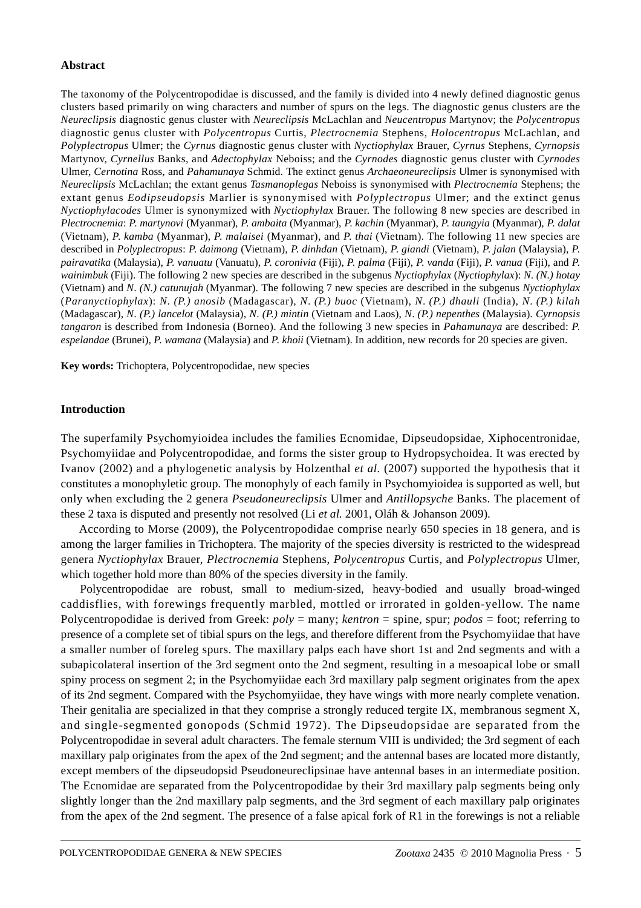## Abstract

The taxonomy of the Polycentropodidae is discussed, and the family is divided into 4 newly defined diagnostic genus clusters based primarily on wing characters and number of spurs on the legs. The diagnostic genus clusters are the *Neureclipsis* diagnostic genus cluster with *Neureclipsis* McLachlan and *Neucentropus* Martynov; the *Polycentropus* diagnostic genus cluster with *Polycentropus* Curtis, *Plectrocnemia* Stephens, *Holocentropus* McLachlan, and *Polyplectropus* Ulmer; the *Cyrnus* diagnostic genus cluster with *Nyctiophylax* Brauer, *Cyrnus* Stephens, *Cyrnopsis* Martynov, *Cyrnellus* Banks, and *Adectophylax* Neboiss; and the *Cyrnodes* diagnostic genus cluster with *Cyrnodes* Ulmer, *Cernotina* Ross, and *Pahamunaya* Schmid. The extinct genus *Archaeoneureclipsis* Ulmer is synonymised with *Neureclipsis* McLachlan; the extant genus *Tasmanoplegas* Neboiss is synonymised with *Plectrocnemia* Stephens; the extant genus *Eodipseudopsis* Marlier is synonymised with *Polyplectropus* Ulmer; and the extinct genus *Nyctiophylacodes* Ulmer is synonymized with *Nyctiophylax* Brauer. The following 8 new species are described in *Plectrocnemia*: *P. martynovi* (Myanmar), *P. ambaita* (Myanmar), *P. kachin* (Myanmar), *P. taungyia* (Myanmar), *P. dalat* (Vietnam), *P. kamba* (Myanmar), *P. malaisei* (Myanmar), and *P. thai* (Vietnam). The following 11 new species are described in *Polyplectropus*: *P. daimong* (Vietnam), *P. dinhdan* (Vietnam), *P. giandi* (Vietnam), *P. jalan* (Malaysia), *P. pairavatika* (Malaysia), *P. vanuatu* (Vanuatu), *P. coronivia* (Fiji), *P. palma* (Fiji), *P. vanda* (Fiji), *P. vanua* (Fiji), and *P. wainimbuk* (Fiji). The following 2 new species are described in the subgenus *Nyctiophylax* (*Nyctiophylax*): *N. (N.) hotay* (Vietnam) and *N. (N.) catunujah* (Myanmar). The following 7 new species are described in the subgenus *Nyctiophylax* (*Paranyctiophylax*): *N. (P.) anosib* (Madagascar), *N. (P.) buoc* (Vietnam), *N. (P.) dhauli* (India), *N. (P.) kilah* (Madagascar), *N. (P.) lancelot* (Malaysia), *N. (P.) mintin* (Vietnam and Laos), *N. (P.) nepenthes* (Malaysia). *Cyrnopsis tangaron* is described from Indonesia (Borneo). And the following 3 new species in *Pahamunaya* are described: *P. espelandae* (Brunei), *P. wamana* (Malaysia) and *P. khoii* (Vietnam). In addition, new records for 20 species are given.

**Key words:** Trichoptera, Polycentropodidae, new species

## Introduction

The superfamily Psychomyioidea includes the families Ecnomidae, Dipseudopsidae, Xiphocentronidae, Psychomyiidae and Polycentropodidae, and forms the sister group to Hydropsychoidea. It was erected by Ivanov (2002) and a phylogenetic analysis by Holzenthal *et al.* (2007) supported the hypothesis that it constitutes a monophyletic group. The monophyly of each family in Psychomyioidea is supported as well, but only when excluding the 2 genera *Pseudoneureclipsis* Ulmer and *Antillopsyche* Banks. The placement of these 2 taxa is disputed and presently not resolved (Li *et al.* 2001, Oláh & Johanson 2009).

According to Morse (2009), the Polycentropodidae comprise nearly 650 species in 18 genera, and is among the larger families in Trichoptera. The majority of the species diversity is restricted to the widespread genera *Nyctiophylax* Brauer, *Plectrocnemia* Stephens, *Polycentropus* Curtis, and *Polyplectropus* Ulmer, which together hold more than 80% of the species diversity in the family.

Polycentropodidae are robust, small to medium-sized, heavy-bodied and usually broad-winged caddisflies, with forewings frequently marbled, mottled or irrorated in golden-yellow. The name Polycentropodidae is derived from Greek: *poly* = many; *kentron* = spine, spur; *podos* = foot; referring to presence of a complete set of tibial spurs on the legs, and therefore different from the Psychomyiidae that have a smaller number of foreleg spurs. The maxillary palps each have short 1st and 2nd segments and with a subapicolateral insertion of the 3rd segment onto the 2nd segment, resulting in a mesoapical lobe or small spiny process on segment 2; in the Psychomyiidae each 3rd maxillary palp segment originates from the apex of its 2nd segment. Compared with the Psychomyiidae, they have wings with more nearly complete venation. Their genitalia are specialized in that they comprise a strongly reduced tergite IX, membranous segment X, and single-segmented gonopods (Schmid 1972). The Dipseudopsidae are separated from the Polycentropodidae in several adult characters. The female sternum VIII is undivided; the 3rd segment of each maxillary palp originates from the apex of the 2nd segment; and the antennal bases are located more distantly, except members of the dipseudopsid Pseudoneureclipsinae have antennal bases in an intermediate position. The Ecnomidae are separated from the Polycentropodidae by their 3rd maxillary palp segments being only slightly longer than the 2nd maxillary palp segments, and the 3rd segment of each maxillary palp originates from the apex of the 2nd segment. The presence of a false apical fork of R1 in the forewings is not a reliable